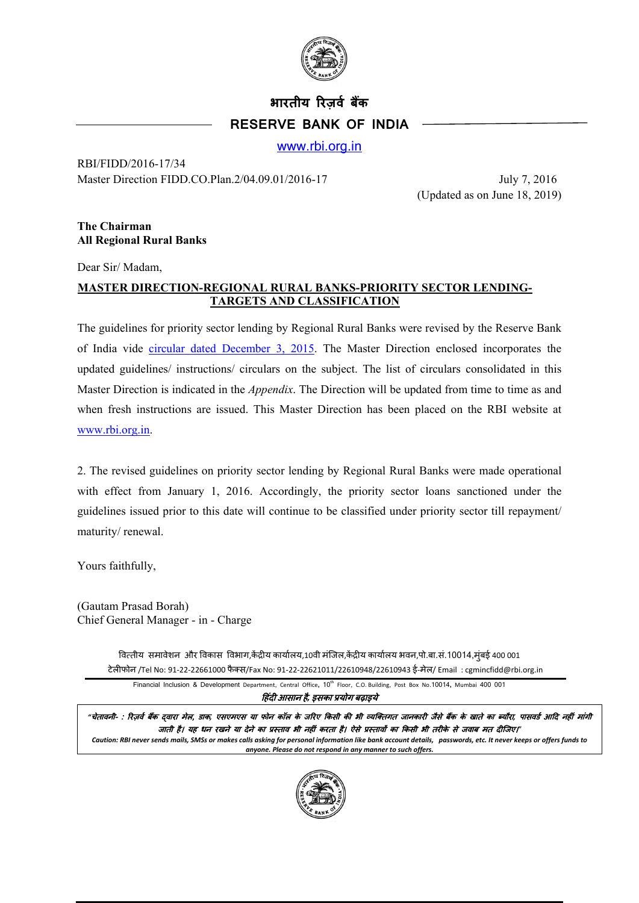# भारतीय रिज़र्व बैंक

# RESERVE BANK OF INDIA

www.rbi.org.in

RBI/FIDD/2016-17/34
Master Direction FIDD.CO.Plan.2/04.09.01/2016-17

July 7, 2016
(Updated as on June 18, 2019)

**The Chairman**
**All Regional Rural Banks**

Dear Sir/ Madam,

**MASTER DIRECTION-REGIONAL RURAL BANKS-PRIORITY SECTOR LENDING-TARGETS AND CLASSIFICATION**

The guidelines for priority sector lending by Regional Rural Banks were revised by the Reserve Bank of India vide circular dated December 3, 2015. The Master Direction enclosed incorporates the updated guidelines/ instructions/ circulars on the subject. The list of circulars consolidated in this Master Direction is indicated in the *Appendix*. The Direction will be updated from time to time as and when fresh instructions are issued. This Master Direction has been placed on the RBI website at www.rbi.org.in.

2. The revised guidelines on priority sector lending by Regional Rural Banks were made operational with effect from January 1, 2016. Accordingly, the priority sector loans sanctioned under the guidelines issued prior to this date will continue to be classified under priority sector till repayment/ maturity/ renewal.

Yours faithfully,

(Gautam Prasad Borah)
Chief General Manager - in - Charge

वित्तीय समावेशन और विकास विभाग,केंद्रीय कार्यालय,10वी मंजिल,केंद्रीय कार्यालय भवन,पो.बा.सं.10014,मुंबई 400 001
टेलीफोन /Tel No: 91-22-22661000 फैक्स/Fax No: 91-22-22621011/22610948/22610943 ई-मेल/ Email : cgmincfidd@rbi.org.in

Financial Inclusion & Development Department, Central Office, 10th Floor, C.O. Building, Post Box No.10014, Mumbai 400 001

*हिंदी आसान है, इसका प्रयोग बढ़ाइये*

*"चेतावनी- : रिज़र्व बैंक द्वारा मेल, डाक, एसएमएस या फोन कॉल के जरिए किसी की भी व्यक्तिगत जानकारी जैसे बैंक के खाते का ब्यौरा, पासवर्ड आदि नहीं मांगी जाती है। यह धन रखने या देने का प्रस्ताव भी नहीं करता है। ऐसे प्रस्तावों का किसी भी तरीके से जवाब मत दीजिए।"*

***Caution: RBI never sends mails, SMSs or makes calls asking for personal information like bank account details, passwords, etc. It never keeps or offers funds to anyone. Please do not respond in any manner to such offers.***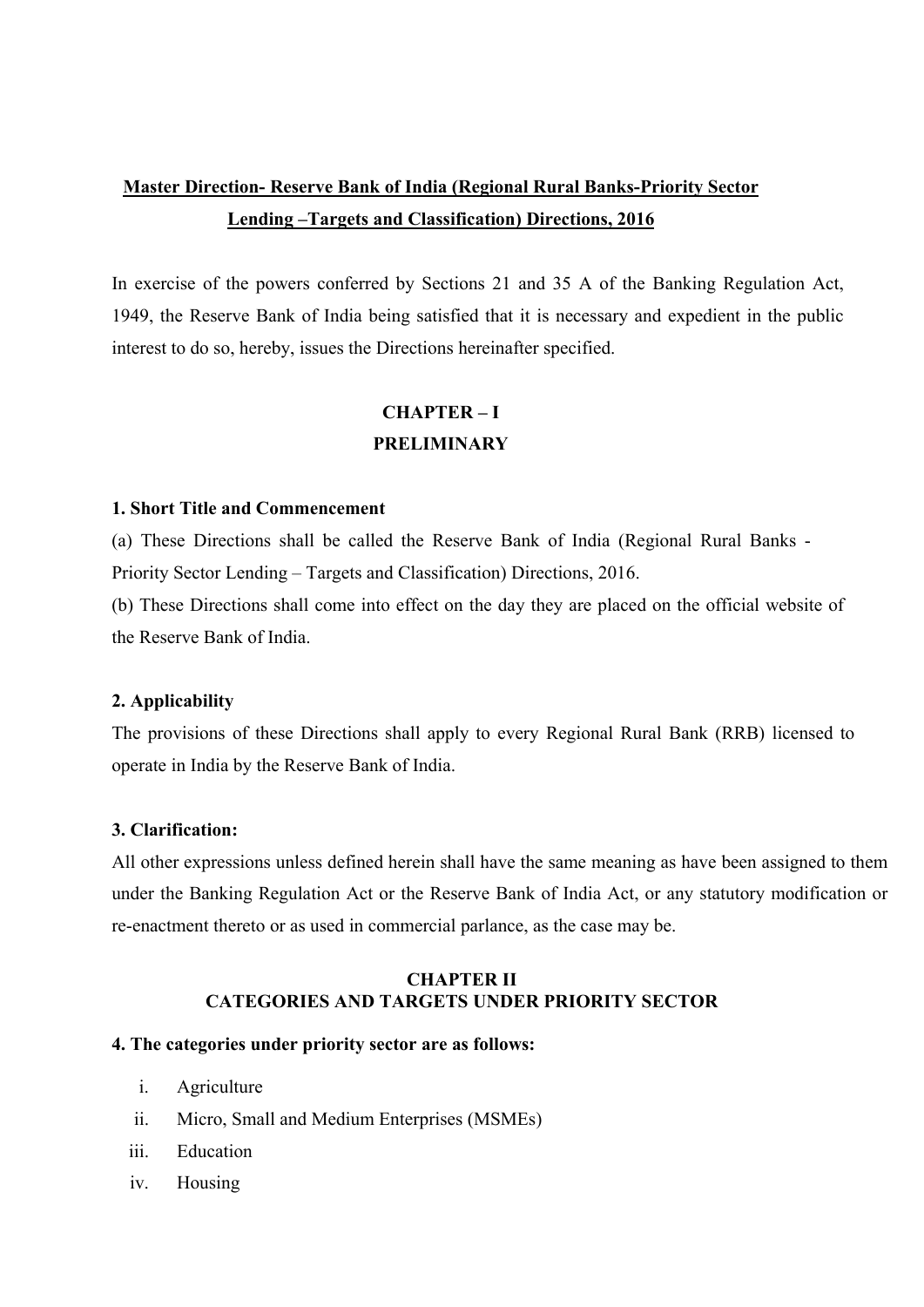# Master Direction- Reserve Bank of India (Regional Rural Banks-Priority Sector Lending –Targets and Classification) Directions, 2016

In exercise of the powers conferred by Sections 21 and 35 A of the Banking Regulation Act, 1949, the Reserve Bank of India being satisfied that it is necessary and expedient in the public interest to do so, hereby, issues the Directions hereinafter specified.

## CHAPTER – I
## PRELIMINARY

### 1. Short Title and Commencement

(a) These Directions shall be called the Reserve Bank of India (Regional Rural Banks - Priority Sector Lending – Targets and Classification) Directions, 2016.

(b) These Directions shall come into effect on the day they are placed on the official website of the Reserve Bank of India.

### 2. Applicability

The provisions of these Directions shall apply to every Regional Rural Bank (RRB) licensed to operate in India by the Reserve Bank of India.

### 3. Clarification:

All other expressions unless defined herein shall have the same meaning as have been assigned to them under the Banking Regulation Act or the Reserve Bank of India Act, or any statutory modification or re-enactment thereto or as used in commercial parlance, as the case may be.

## CHAPTER II
## CATEGORIES AND TARGETS UNDER PRIORITY SECTOR

### 4. The categories under priority sector are as follows:

i. Agriculture
ii. Micro, Small and Medium Enterprises (MSMEs)
iii. Education
iv. Housing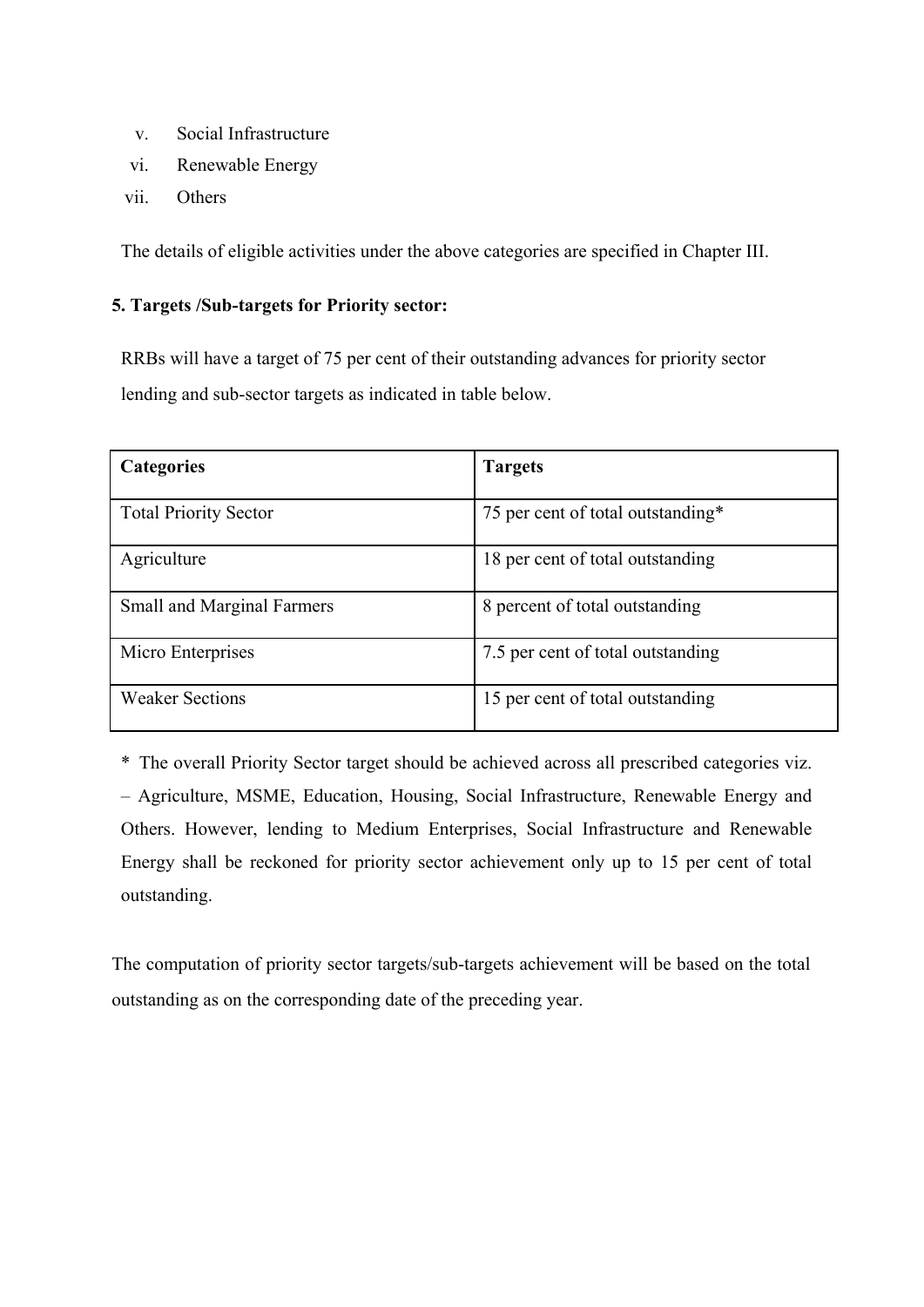v. Social Infrastructure
vi. Renewable Energy
vii. Others

The details of eligible activities under the above categories are specified in Chapter III.

**5. Targets /Sub-targets for Priority sector:**

RRBs will have a target of 75 per cent of their outstanding advances for priority sector lending and sub-sector targets as indicated in table below.

| **Categories** | **Targets** |
|---|---|
| Total Priority Sector | 75 per cent of total outstanding* |
| Agriculture | 18 per cent of total outstanding |
| Small and Marginal Farmers | 8 percent of total outstanding |
| Micro Enterprises | 7.5 per cent of total outstanding |
| Weaker Sections | 15 per cent of total outstanding |

* The overall Priority Sector target should be achieved across all prescribed categories viz. – Agriculture, MSME, Education, Housing, Social Infrastructure, Renewable Energy and Others. However, lending to Medium Enterprises, Social Infrastructure and Renewable Energy shall be reckoned for priority sector achievement only up to 15 per cent of total outstanding.

The computation of priority sector targets/sub-targets achievement will be based on the total outstanding as on the corresponding date of the preceding year.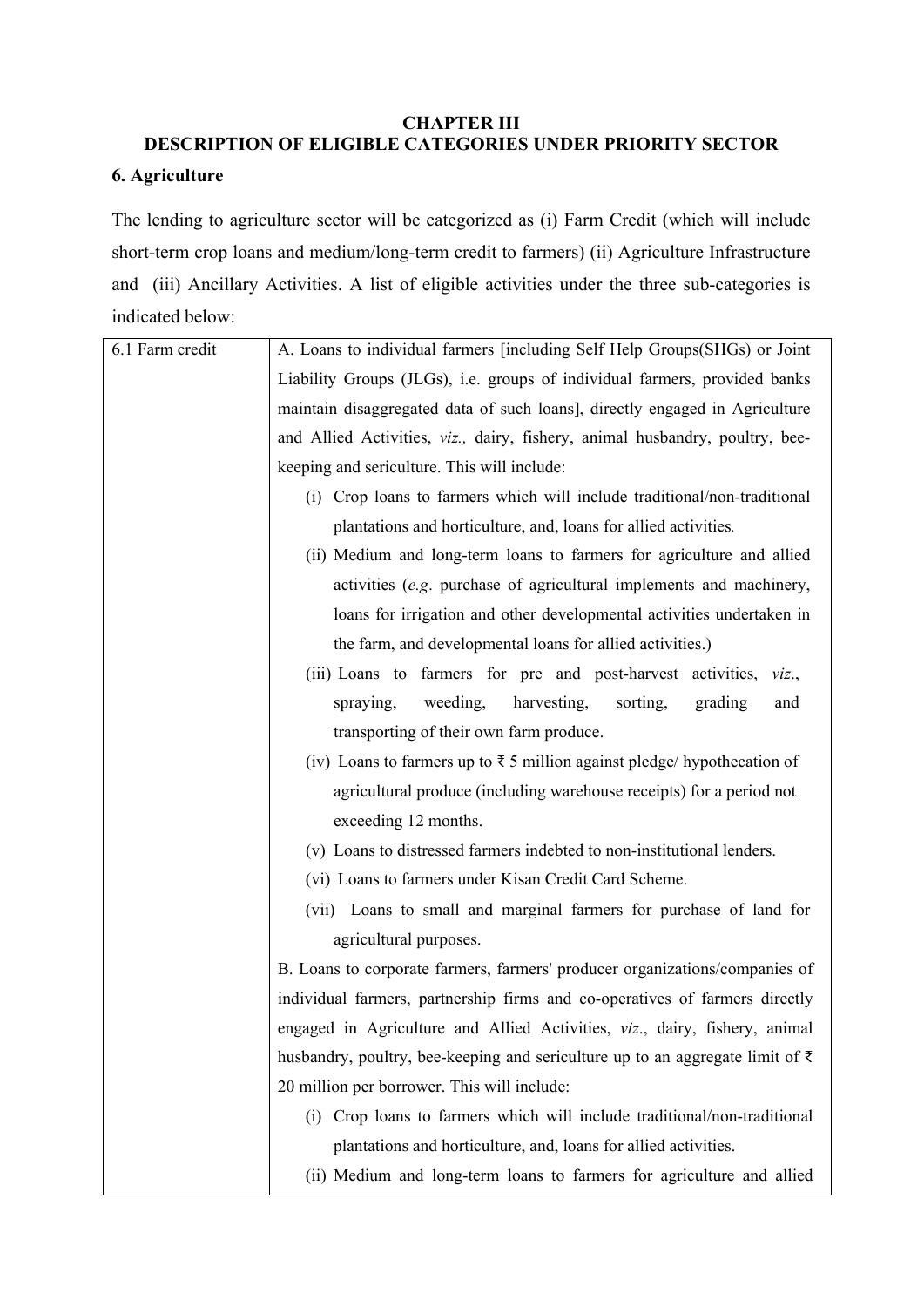## CHAPTER III
## DESCRIPTION OF ELIGIBLE CATEGORIES UNDER PRIORITY SECTOR

### 6. Agriculture

The lending to agriculture sector will be categorized as (i) Farm Credit (which will include short-term crop loans and medium/long-term credit to farmers) (ii) Agriculture Infrastructure and (iii) Ancillary Activities. A list of eligible activities under the three sub-categories is indicated below:

| | |
|---|---|
| 6.1 Farm credit | A. Loans to individual farmers [including Self Help Groups(SHGs) or Joint Liability Groups (JLGs), i.e. groups of individual farmers, provided banks maintain disaggregated data of such loans], directly engaged in Agriculture and Allied Activities, *viz.,* dairy, fishery, animal husbandry, poultry, bee-keeping and sericulture. This will include:<br>(i) Crop loans to farmers which will include traditional/non-traditional plantations and horticulture, and, loans for allied activities.<br>(ii) Medium and long-term loans to farmers for agriculture and allied activities (*e.g*. purchase of agricultural implements and machinery, loans for irrigation and other developmental activities undertaken in the farm, and developmental loans for allied activities.)<br>(iii) Loans to farmers for pre and post-harvest activities, *viz*., spraying, weeding, harvesting, sorting, grading and transporting of their own farm produce.<br>(iv) Loans to farmers up to ₹ 5 million against pledge/ hypothecation of agricultural produce (including warehouse receipts) for a period not exceeding 12 months.<br>(v) Loans to distressed farmers indebted to non-institutional lenders.<br>(vi) Loans to farmers under Kisan Credit Card Scheme.<br>(vii) Loans to small and marginal farmers for purchase of land for agricultural purposes.<br>B. Loans to corporate farmers, farmers' producer organizations/companies of individual farmers, partnership firms and co-operatives of farmers directly engaged in Agriculture and Allied Activities, *viz*., dairy, fishery, animal husbandry, poultry, bee-keeping and sericulture up to an aggregate limit of ₹ 20 million per borrower. This will include:<br>(i) Crop loans to farmers which will include traditional/non-traditional plantations and horticulture, and, loans for allied activities.<br>(ii) Medium and long-term loans to farmers for agriculture and allied |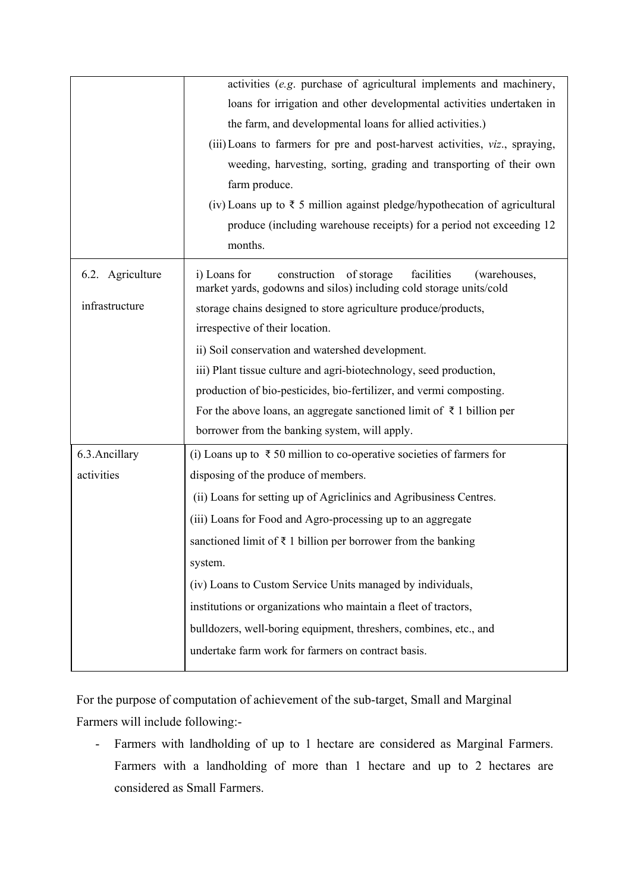| | |
|---|---|
| | activities (*e.g*. purchase of agricultural implements and machinery, loans for irrigation and other developmental activities undertaken in the farm, and developmental loans for allied activities.)<br>(iii) Loans to farmers for pre and post-harvest activities, *viz*., spraying, weeding, harvesting, sorting, grading and transporting of their own farm produce.<br>(iv) Loans up to ₹ 5 million against pledge/hypothecation of agricultural produce (including warehouse receipts) for a period not exceeding 12 months. |
| 6.2. Agriculture infrastructure | i) Loans for construction of storage facilities (warehouses, market yards, godowns and silos) including cold storage units/cold storage chains designed to store agriculture produce/products, irrespective of their location.<br>ii) Soil conservation and watershed development.<br>iii) Plant tissue culture and agri-biotechnology, seed production, production of bio-pesticides, bio-fertilizer, and vermi composting.<br>For the above loans, an aggregate sanctioned limit of ₹ 1 billion per borrower from the banking system, will apply. |
| 6.3.Ancillary activities | (i) Loans up to ₹ 50 million to co-operative societies of farmers for disposing of the produce of members.<br>(ii) Loans for setting up of Agriclinics and Agribusiness Centres.<br>(iii) Loans for Food and Agro-processing up to an aggregate sanctioned limit of ₹ 1 billion per borrower from the banking system.<br>(iv) Loans to Custom Service Units managed by individuals, institutions or organizations who maintain a fleet of tractors, bulldozers, well-boring equipment, threshers, combines, etc., and undertake farm work for farmers on contract basis. |

For the purpose of computation of achievement of the sub-target, Small and Marginal Farmers will include following:-

- Farmers with landholding of up to 1 hectare are considered as Marginal Farmers. Farmers with a landholding of more than 1 hectare and up to 2 hectares are considered as Small Farmers.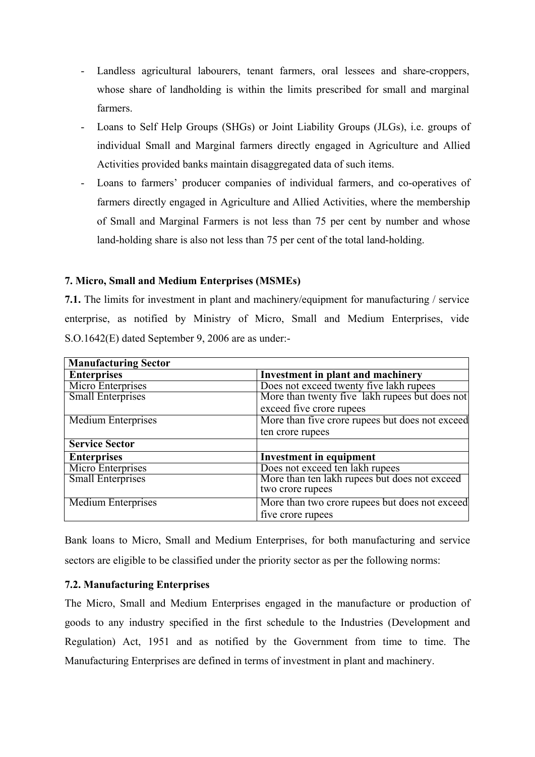- Landless agricultural labourers, tenant farmers, oral lessees and share-croppers, whose share of landholding is within the limits prescribed for small and marginal farmers.
- Loans to Self Help Groups (SHGs) or Joint Liability Groups (JLGs), i.e. groups of individual Small and Marginal farmers directly engaged in Agriculture and Allied Activities provided banks maintain disaggregated data of such items.
- Loans to farmers' producer companies of individual farmers, and co-operatives of farmers directly engaged in Agriculture and Allied Activities, where the membership of Small and Marginal Farmers is not less than 75 per cent by number and whose land-holding share is also not less than 75 per cent of the total land-holding.

### 7. Micro, Small and Medium Enterprises (MSMEs)

**7.1.** The limits for investment in plant and machinery/equipment for manufacturing / service enterprise, as notified by Ministry of Micro, Small and Medium Enterprises, vide S.O.1642(E) dated September 9, 2006 are as under:-

| **Manufacturing Sector** | |
|---|---|
| **Enterprises** | **Investment in plant and machinery** |
| Micro Enterprises | Does not exceed twenty five lakh rupees |
| Small Enterprises | More than twenty five lakh rupees but does not exceed five crore rupees |
| Medium Enterprises | More than five crore rupees but does not exceed ten crore rupees |
| **Service Sector** | |
| **Enterprises** | **Investment in equipment** |
| Micro Enterprises | Does not exceed ten lakh rupees |
| Small Enterprises | More than ten lakh rupees but does not exceed two crore rupees |
| Medium Enterprises | More than two crore rupees but does not exceed five crore rupees |

Bank loans to Micro, Small and Medium Enterprises, for both manufacturing and service sectors are eligible to be classified under the priority sector as per the following norms:

#### 7.2. Manufacturing Enterprises

The Micro, Small and Medium Enterprises engaged in the manufacture or production of goods to any industry specified in the first schedule to the Industries (Development and Regulation) Act, 1951 and as notified by the Government from time to time. The Manufacturing Enterprises are defined in terms of investment in plant and machinery.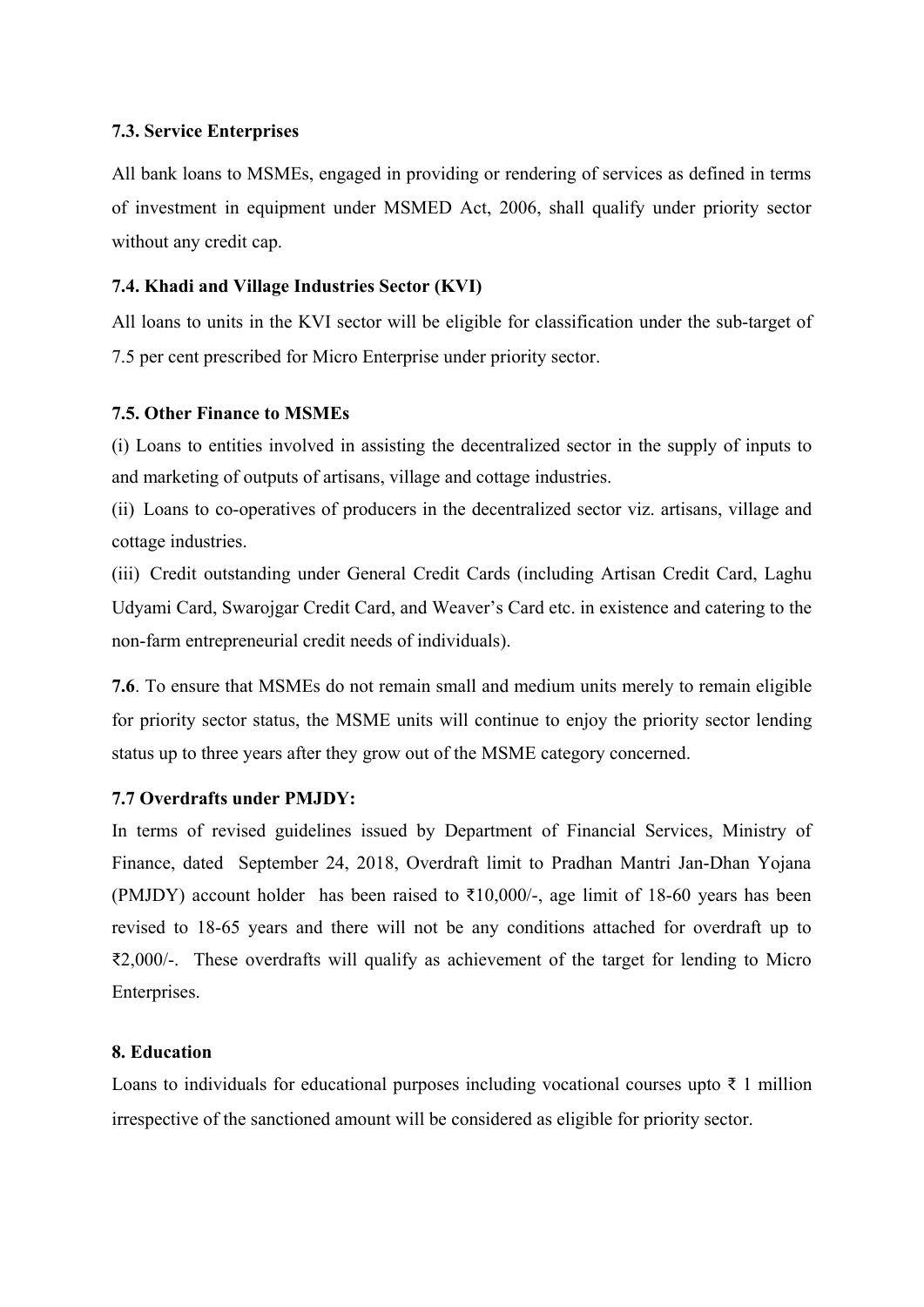### 7.3. Service Enterprises

All bank loans to MSMEs, engaged in providing or rendering of services as defined in terms of investment in equipment under MSMED Act, 2006, shall qualify under priority sector without any credit cap.

### 7.4. Khadi and Village Industries Sector (KVI)

All loans to units in the KVI sector will be eligible for classification under the sub-target of 7.5 per cent prescribed for Micro Enterprise under priority sector.

### 7.5. Other Finance to MSMEs

(i) Loans to entities involved in assisting the decentralized sector in the supply of inputs to and marketing of outputs of artisans, village and cottage industries.

(ii) Loans to co-operatives of producers in the decentralized sector viz. artisans, village and cottage industries.

(iii) Credit outstanding under General Credit Cards (including Artisan Credit Card, Laghu Udyami Card, Swarojgar Credit Card, and Weaver's Card etc. in existence and catering to the non-farm entrepreneurial credit needs of individuals).

**7.6**. To ensure that MSMEs do not remain small and medium units merely to remain eligible for priority sector status, the MSME units will continue to enjoy the priority sector lending status up to three years after they grow out of the MSME category concerned.

### 7.7 Overdrafts under PMJDY:

In terms of revised guidelines issued by Department of Financial Services, Ministry of Finance, dated September 24, 2018, Overdraft limit to Pradhan Mantri Jan-Dhan Yojana (PMJDY) account holder has been raised to ₹10,000/-, age limit of 18-60 years has been revised to 18-65 years and there will not be any conditions attached for overdraft up to ₹2,000/-. These overdrafts will qualify as achievement of the target for lending to Micro Enterprises.

## 8. Education

Loans to individuals for educational purposes including vocational courses upto ₹ 1 million irrespective of the sanctioned amount will be considered as eligible for priority sector.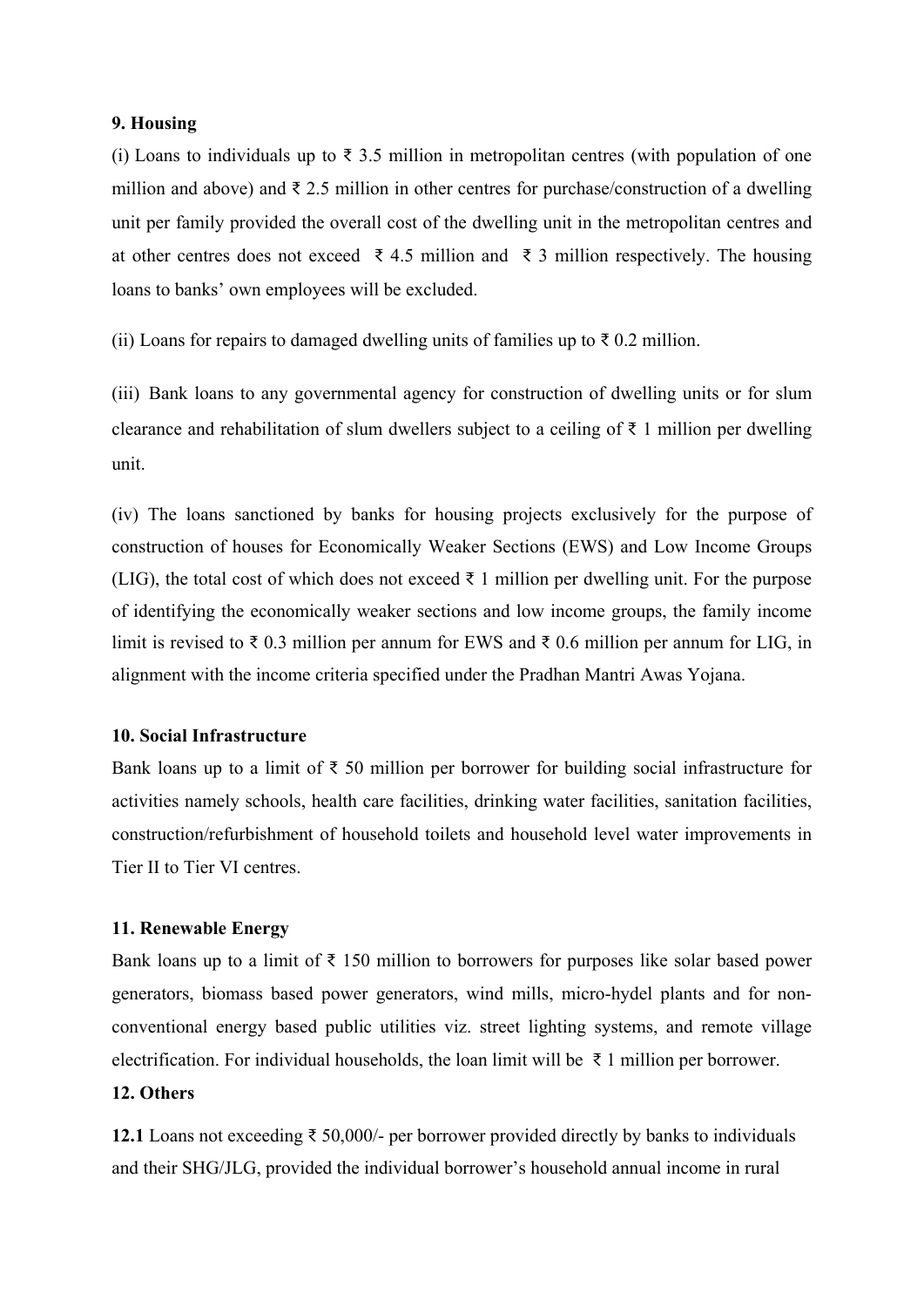**9. Housing**

(i) Loans to individuals up to ₹ 3.5 million in metropolitan centres (with population of one million and above) and ₹ 2.5 million in other centres for purchase/construction of a dwelling unit per family provided the overall cost of the dwelling unit in the metropolitan centres and at other centres does not exceed ₹ 4.5 million and ₹ 3 million respectively. The housing loans to banks' own employees will be excluded.

(ii) Loans for repairs to damaged dwelling units of families up to ₹ 0.2 million.

(iii) Bank loans to any governmental agency for construction of dwelling units or for slum clearance and rehabilitation of slum dwellers subject to a ceiling of ₹ 1 million per dwelling unit.

(iv) The loans sanctioned by banks for housing projects exclusively for the purpose of construction of houses for Economically Weaker Sections (EWS) and Low Income Groups (LIG), the total cost of which does not exceed ₹ 1 million per dwelling unit. For the purpose of identifying the economically weaker sections and low income groups, the family income limit is revised to ₹ 0.3 million per annum for EWS and ₹ 0.6 million per annum for LIG, in alignment with the income criteria specified under the Pradhan Mantri Awas Yojana.

**10. Social Infrastructure**

Bank loans up to a limit of ₹ 50 million per borrower for building social infrastructure for activities namely schools, health care facilities, drinking water facilities, sanitation facilities, construction/refurbishment of household toilets and household level water improvements in Tier II to Tier VI centres.

**11. Renewable Energy**

Bank loans up to a limit of ₹ 150 million to borrowers for purposes like solar based power generators, biomass based power generators, wind mills, micro-hydel plants and for non-conventional energy based public utilities viz. street lighting systems, and remote village electrification. For individual households, the loan limit will be ₹ 1 million per borrower.

**12. Others**

**12.1** Loans not exceeding ₹ 50,000/- per borrower provided directly by banks to individuals and their SHG/JLG, provided the individual borrower's household annual income in rural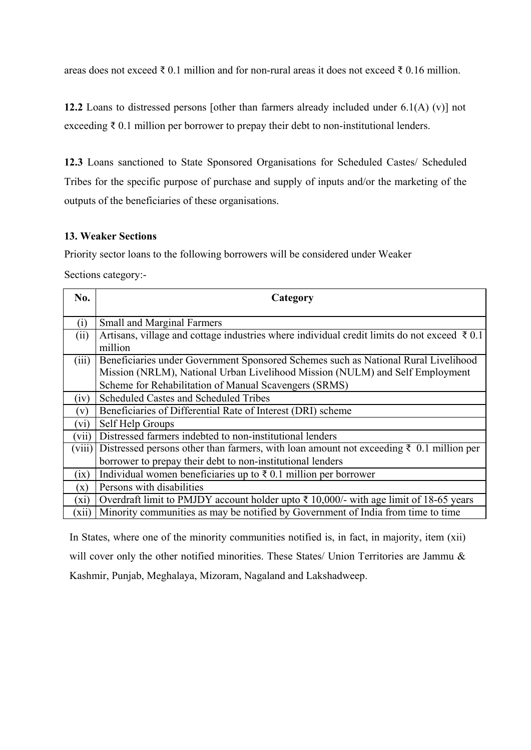areas does not exceed ₹ 0.1 million and for non-rural areas it does not exceed ₹ 0.16 million.

**12.2** Loans to distressed persons [other than farmers already included under 6.1(A) (v)] not exceeding ₹ 0.1 million per borrower to prepay their debt to non-institutional lenders.

**12.3** Loans sanctioned to State Sponsored Organisations for Scheduled Castes/ Scheduled Tribes for the specific purpose of purchase and supply of inputs and/or the marketing of the outputs of the beneficiaries of these organisations.

**13. Weaker Sections**

Priority sector loans to the following borrowers will be considered under Weaker Sections category:-

| No. | Category |
|---|---|
| (i) | Small and Marginal Farmers |
| (ii) | Artisans, village and cottage industries where individual credit limits do not exceed ₹ 0.1 million |
| (iii) | Beneficiaries under Government Sponsored Schemes such as National Rural Livelihood Mission (NRLM), National Urban Livelihood Mission (NULM) and Self Employment Scheme for Rehabilitation of Manual Scavengers (SRMS) |
| (iv) | Scheduled Castes and Scheduled Tribes |
| (v) | Beneficiaries of Differential Rate of Interest (DRI) scheme |
| (vi) | Self Help Groups |
| (vii) | Distressed farmers indebted to non-institutional lenders |
| (viii) | Distressed persons other than farmers, with loan amount not exceeding ₹ 0.1 million per borrower to prepay their debt to non-institutional lenders |
| (ix) | Individual women beneficiaries up to ₹ 0.1 million per borrower |
| (x) | Persons with disabilities |
| (xi) | Overdraft limit to PMJDY account holder upto ₹ 10,000/- with age limit of 18-65 years |
| (xii) | Minority communities as may be notified by Government of India from time to time |

In States, where one of the minority communities notified is, in fact, in majority, item (xii) will cover only the other notified minorities. These States/ Union Territories are Jammu & Kashmir, Punjab, Meghalaya, Mizoram, Nagaland and Lakshadweep.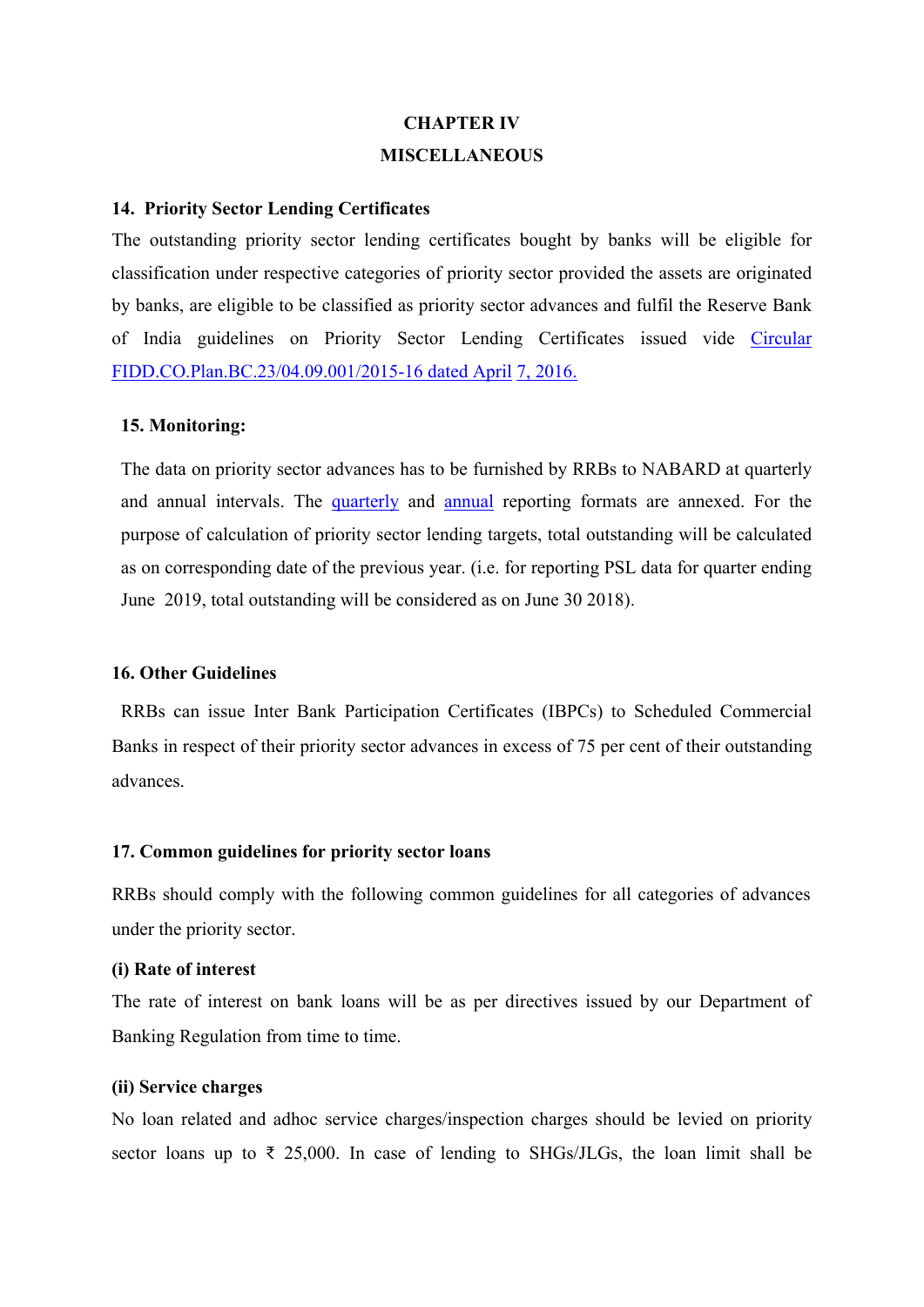# CHAPTER IV
# MISCELLANEOUS

### 14. Priority Sector Lending Certificates

The outstanding priority sector lending certificates bought by banks will be eligible for classification under respective categories of priority sector provided the assets are originated by banks, are eligible to be classified as priority sector advances and fulfil the Reserve Bank of India guidelines on Priority Sector Lending Certificates issued vide Circular FIDD.CO.Plan.BC.23/04.09.001/2015-16 dated April 7, 2016.

### 15. Monitoring:

The data on priority sector advances has to be furnished by RRBs to NABARD at quarterly and annual intervals. The quarterly and annual reporting formats are annexed. For the purpose of calculation of priority sector lending targets, total outstanding will be calculated as on corresponding date of the previous year. (i.e. for reporting PSL data for quarter ending June 2019, total outstanding will be considered as on June 30 2018).

### 16. Other Guidelines

RRBs can issue Inter Bank Participation Certificates (IBPCs) to Scheduled Commercial Banks in respect of their priority sector advances in excess of 75 per cent of their outstanding advances.

### 17. Common guidelines for priority sector loans

RRBs should comply with the following common guidelines for all categories of advances under the priority sector.

**(i) Rate of interest**

The rate of interest on bank loans will be as per directives issued by our Department of Banking Regulation from time to time.

**(ii) Service charges**

No loan related and adhoc service charges/inspection charges should be levied on priority sector loans up to ₹ 25,000. In case of lending to SHGs/JLGs, the loan limit shall be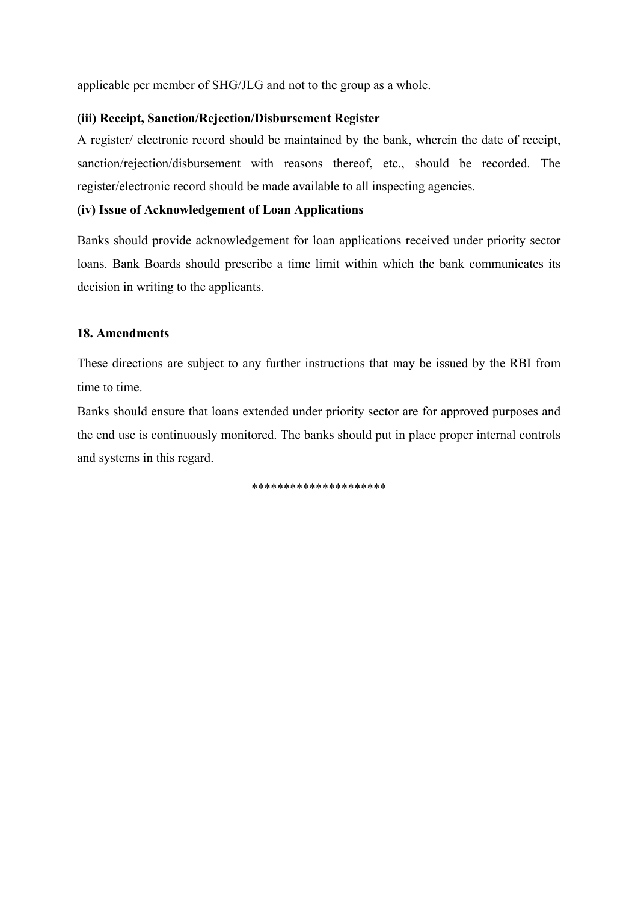applicable per member of SHG/JLG and not to the group as a whole.

**(iii) Receipt, Sanction/Rejection/Disbursement Register**

A register/ electronic record should be maintained by the bank, wherein the date of receipt, sanction/rejection/disbursement with reasons thereof, etc., should be recorded. The register/electronic record should be made available to all inspecting agencies.

**(iv) Issue of Acknowledgement of Loan Applications**

Banks should provide acknowledgement for loan applications received under priority sector loans. Bank Boards should prescribe a time limit within which the bank communicates its decision in writing to the applicants.

**18. Amendments**

These directions are subject to any further instructions that may be issued by the RBI from time to time.

Banks should ensure that loans extended under priority sector are for approved purposes and the end use is continuously monitored. The banks should put in place proper internal controls and systems in this regard.

********************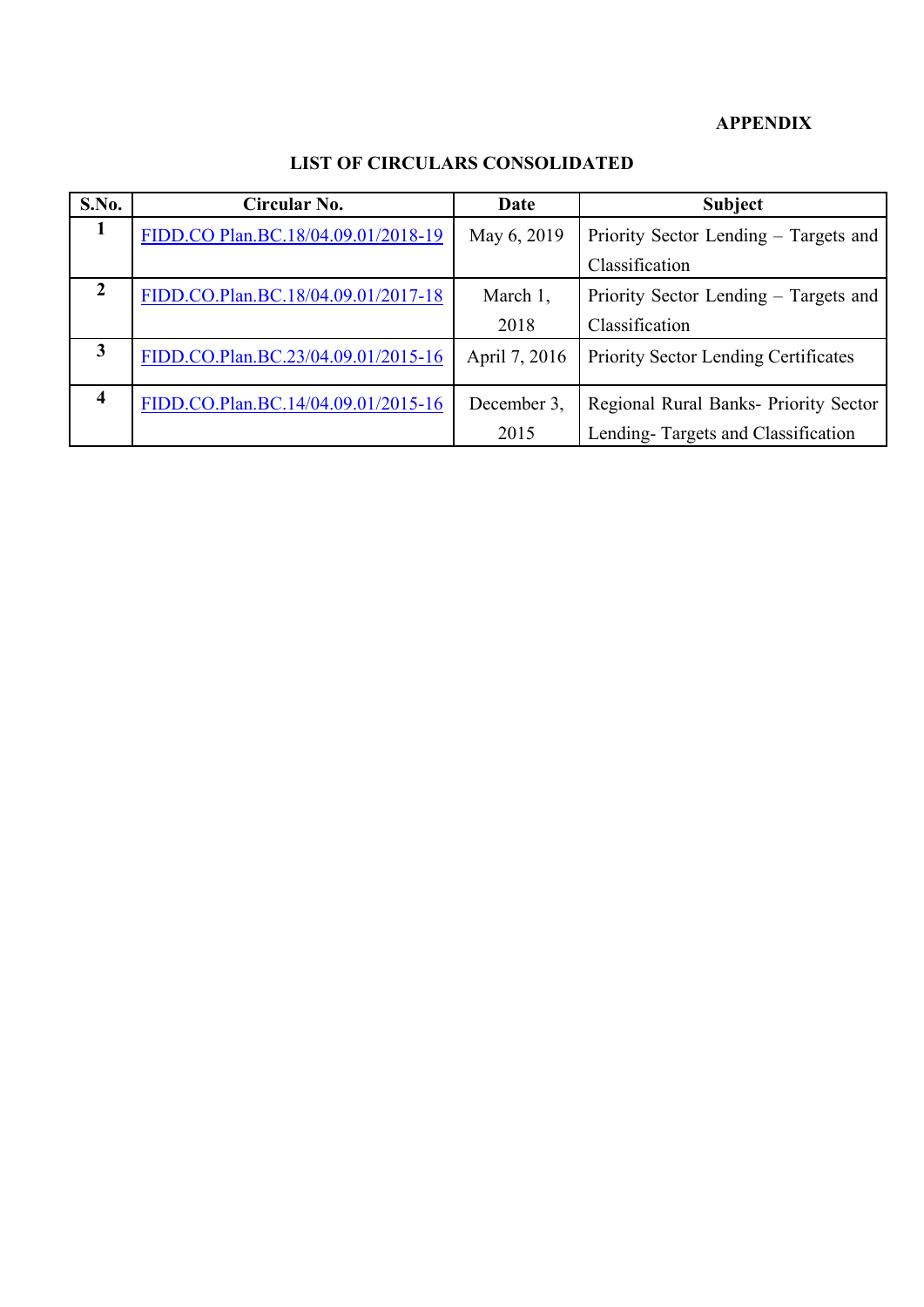**APPENDIX**

## LIST OF CIRCULARS CONSOLIDATED

| S.No. | Circular No. | Date | Subject |
|---|---|---|---|
| 1 | FIDD.CO Plan.BC.18/04.09.01/2018-19 | May 6, 2019 | Priority Sector Lending – Targets and Classification |
| 2 | FIDD.CO.Plan.BC.18/04.09.01/2017-18 | March 1, 2018 | Priority Sector Lending – Targets and Classification |
| 3 | FIDD.CO.Plan.BC.23/04.09.01/2015-16 | April 7, 2016 | Priority Sector Lending Certificates |
| 4 | FIDD.CO.Plan.BC.14/04.09.01/2015-16 | December 3, 2015 | Regional Rural Banks- Priority Sector Lending- Targets and Classification |